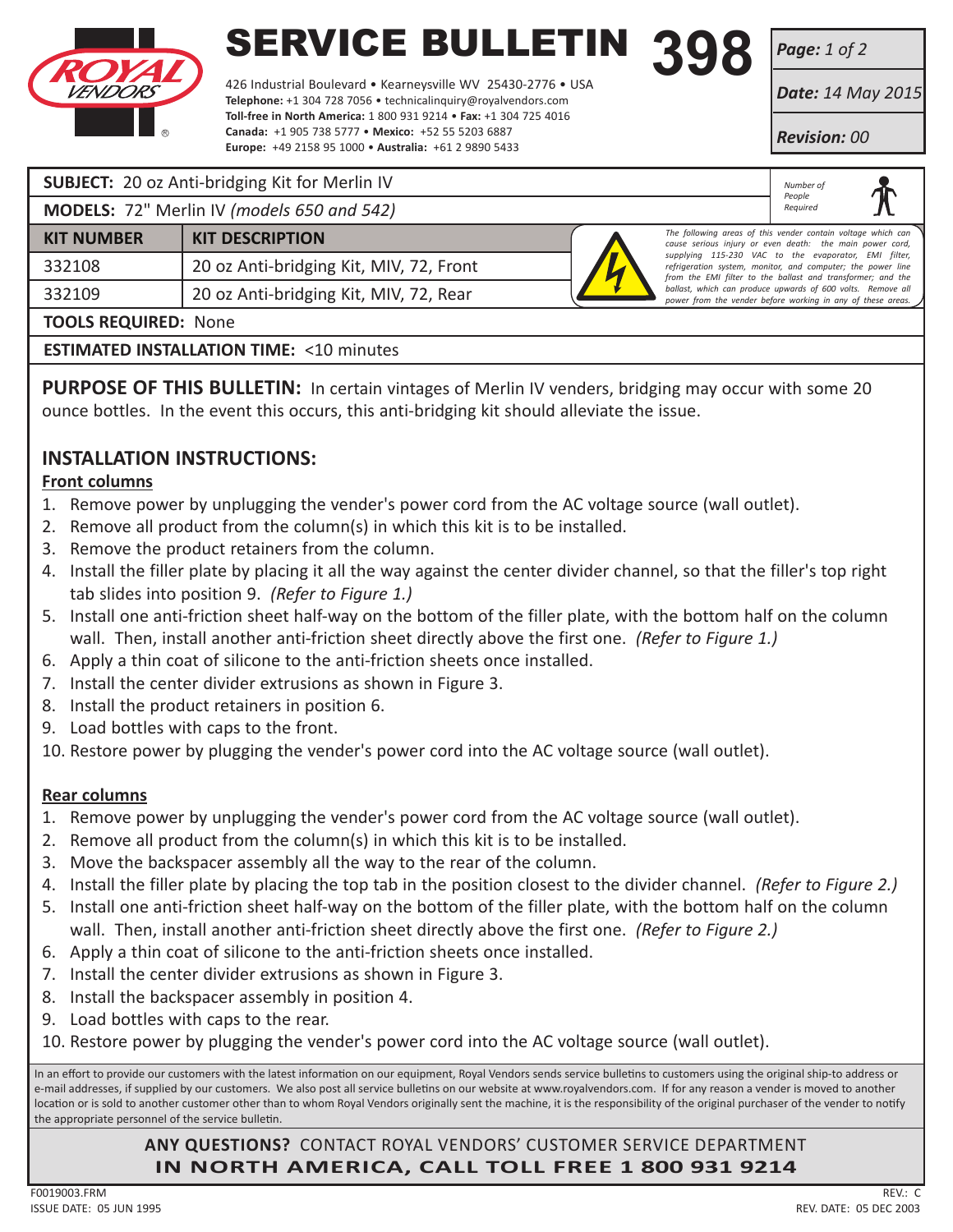# SERVICE BULLETIN 398

ROYAL VENDORS

426 Industrial Boulevard • Kearneysville WV 25430-2776 • USA
**Telephone:** +1 304 728 7056 • technicalinquiry@royalvendors.com
**Toll-free in North America:** 1 800 931 9214 • **Fax:** +1 304 725 4016
**Canada:** +1 905 738 5777 • **Mexico:** +52 55 5203 6887
**Europe:** +49 2158 95 1000 • **Australia:** +61 2 9890 5433

***Date:*** *14 May 2015*

***Revision:*** *00*

**SUBJECT:** 20 oz Anti-bridging Kit for Merlin IV

**MODELS:** 72" Merlin IV *(models 650 and 542)*

*Number of People Required*

| KIT NUMBER | KIT DESCRIPTION |
|---|---|
| 332108 | 20 oz Anti-bridging Kit, MIV, 72, Front |
| 332109 | 20 oz Anti-bridging Kit, MIV, 72, Rear |

*The following areas of this vender contain voltage which can cause serious injury or even death: the main power cord, supplying 115-230 VAC to the evaporator, EMI filter, refrigeration system, monitor, and computer; the power line from the EMI filter to the ballast and transformer; and the ballast, which can produce upwards of 600 volts. Remove all power from the vender before working in any of these areas.*

**TOOLS REQUIRED:** None

**ESTIMATED INSTALLATION TIME:** <10 minutes

**PURPOSE OF THIS BULLETIN:** In certain vintages of Merlin IV venders, bridging may occur with some 20 ounce bottles. In the event this occurs, this anti-bridging kit should alleviate the issue.

## INSTALLATION INSTRUCTIONS:

**Front columns**

1. Remove power by unplugging the vender's power cord from the AC voltage source (wall outlet).
2. Remove all product from the column(s) in which this kit is to be installed.
3. Remove the product retainers from the column.
4. Install the filler plate by placing it all the way against the center divider channel, so that the filler's top right tab slides into position 9. *(Refer to Figure 1.)*
5. Install one anti-friction sheet half-way on the bottom of the filler plate, with the bottom half on the column wall. Then, install another anti-friction sheet directly above the first one. *(Refer to Figure 1.)*
6. Apply a thin coat of silicone to the anti-friction sheets once installed.
7. Install the center divider extrusions as shown in Figure 3.
8. Install the product retainers in position 6.
9. Load bottles with caps to the front.
10. Restore power by plugging the vender's power cord into the AC voltage source (wall outlet).

**Rear columns**

1. Remove power by unplugging the vender's power cord from the AC voltage source (wall outlet).
2. Remove all product from the column(s) in which this kit is to be installed.
3. Move the backspacer assembly all the way to the rear of the column.
4. Install the filler plate by placing the top tab in the position closest to the divider channel. *(Refer to Figure 2.)*
5. Install one anti-friction sheet half-way on the bottom of the filler plate, with the bottom half on the column wall. Then, install another anti-friction sheet directly above the first one. *(Refer to Figure 2.)*
6. Apply a thin coat of silicone to the anti-friction sheets once installed.
7. Install the center divider extrusions as shown in Figure 3.
8. Install the backspacer assembly in position 4.
9. Load bottles with caps to the rear.
10. Restore power by plugging the vender's power cord into the AC voltage source (wall outlet).

In an effort to provide our customers with the latest information on our equipment, Royal Vendors sends service bulletins to customers using the original ship-to address or e-mail addresses, if supplied by our customers. We also post all service bulletins on our website at www.royalvendors.com. If for any reason a vender is moved to another location or is sold to another customer other than to whom Royal Vendors originally sent the machine, it is the responsibility of the original purchaser of the vender to notify the appropriate personnel of the service bulletin.

**ANY QUESTIONS?** CONTACT ROYAL VENDORS' CUSTOMER SERVICE DEPARTMENT
**IN NORTH AMERICA, CALL TOLL FREE 1 800 931 9214**

F0019003.FRM
ISSUE DATE: 05 JUN 1995
REV.: C
REV. DATE: 05 DEC 2003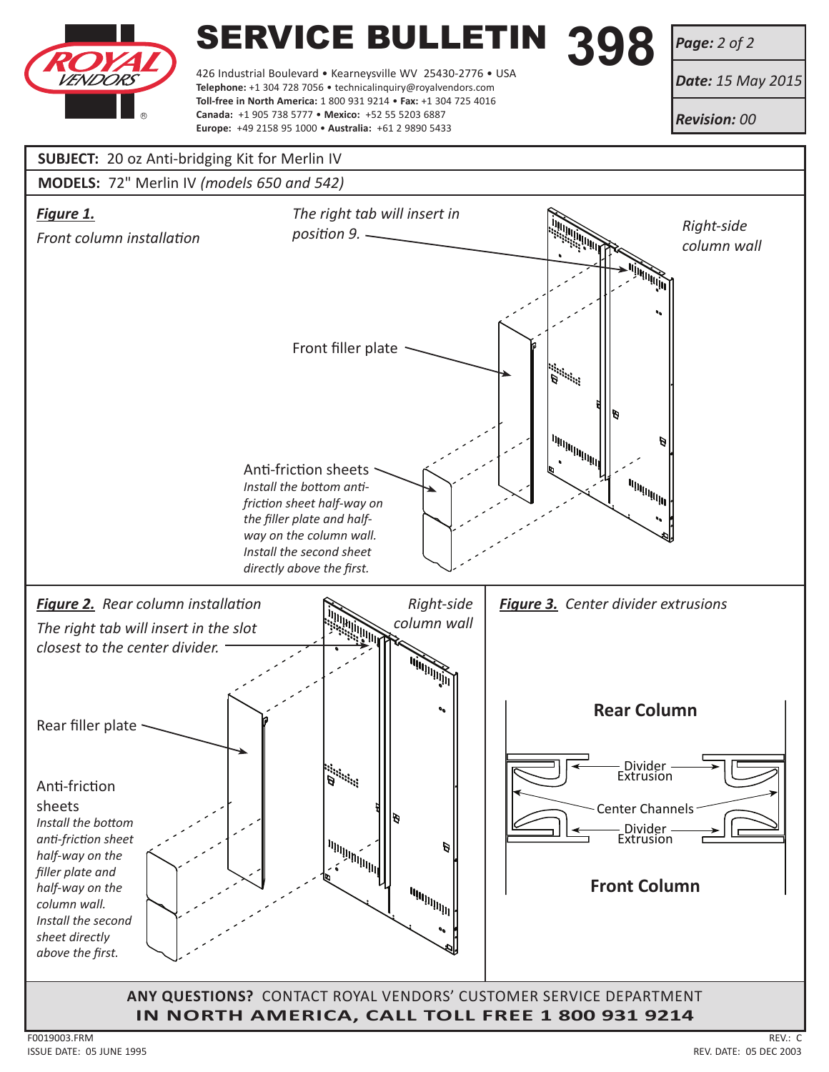# SERVICE BULLETIN 398

426 Industrial Boulevard • Kearneysville WV 25430-2776 • USA
**Telephone:** +1 304 728 7056 • technicalinquiry@royalvendors.com
**Toll-free in North America:** 1 800 931 9214 • **Fax:** +1 304 725 4016
**Canada:** +1 905 738 5777 • **Mexico:** +52 55 5203 6887
**Europe:** +49 2158 95 1000 • **Australia:** +61 2 9890 5433

***Date:*** *15 May 2015*

***Revision:*** *00*

**SUBJECT:** 20 oz Anti-bridging Kit for Merlin IV

**MODELS:** 72" Merlin IV *(models 650 and 542)*

***Figure 1.***

*Front column installation*

*The right tab will insert in position 9.*

*Right-side column wall*

Front filler plate

Anti-friction sheets

*Install the bottom anti-friction sheet half-way on the filler plate and half-way on the column wall. Install the second sheet directly above the first.*

***Figure 2.*** *Rear column installation*

*The right tab will insert in the slot closest to the center divider.*

*Right-side column wall*

Rear filler plate

Anti-friction sheets

*Install the bottom anti-friction sheet half-way on the filler plate and half-way on the column wall. Install the second sheet directly above the first.*

***Figure 3.*** *Center divider extrusions*

**Rear Column**

Divider Extrusion

Center Channels

Divider Extrusion

**Front Column**

**ANY QUESTIONS?** CONTACT ROYAL VENDORS' CUSTOMER SERVICE DEPARTMENT
**IN NORTH AMERICA, CALL TOLL FREE 1 800 931 9214**

F0019003.FRM
ISSUE DATE: 05 JUNE 1995

REV.: C
REV. DATE: 05 DEC 2003